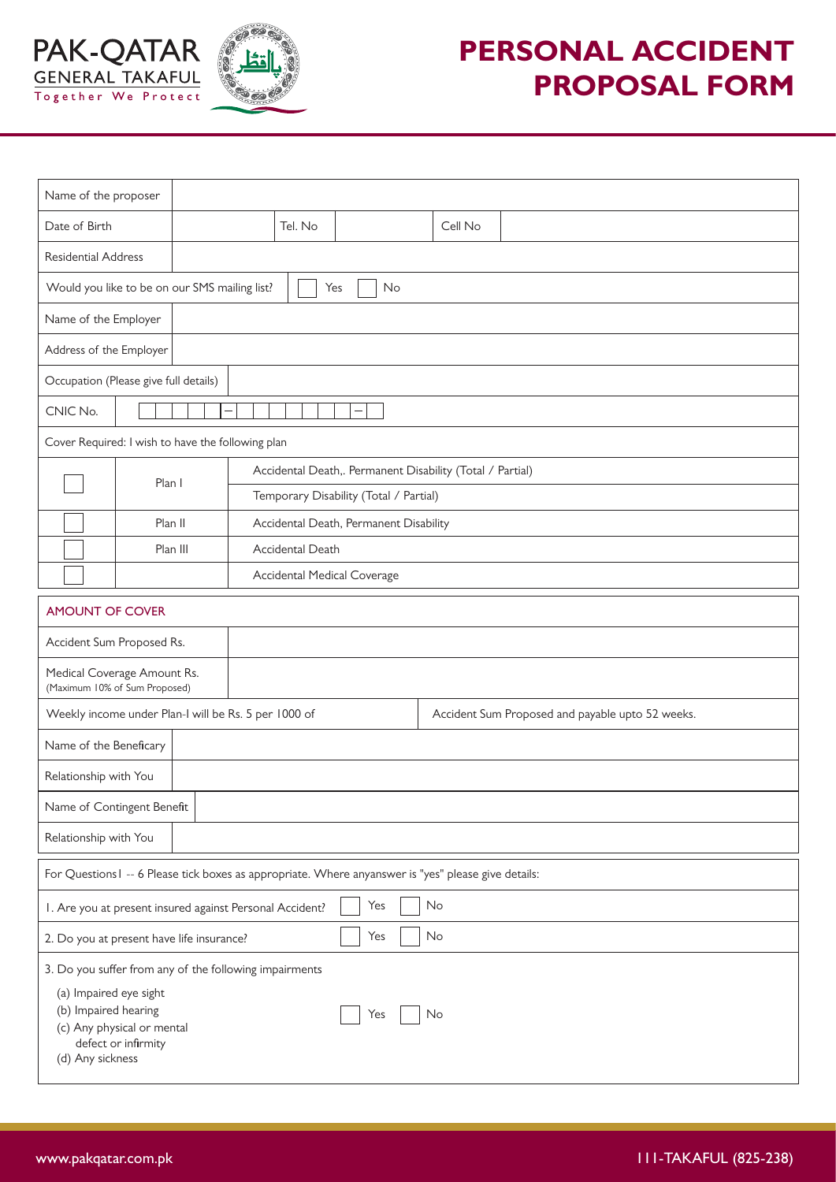PAK-QATAR GENERAL TAKAFUL

Together We Protect

# PERSONAL ACCIDENT PROPOSAL FORM

| Name of the proposer | | | | | |
|---|---|---|---|---|---|
| Date of Birth | | Tel. No | | Cell No | |
| Residential Address | | | | | |

Would you like to be on our SMS mailing list? ☐ Yes ☐ No

| Name of the Employer | |
|---|---|
| Address of the Employer | |
| Occupation (Please give full details) | |
| CNIC No. | ☐☐☐☐☐ – ☐☐☐☐☐☐☐ – ☐ |

Cover Required: I wish to have the following plan

| | | |
|---|---|---|
| ☐ | Plan I | Accidental Death,. Permanent Disability (Total / Partial) |
| | | Temporary Disability (Total / Partial) |
| ☐ | Plan II | Accidental Death, Permanent Disability |
| ☐ | Plan III | Accidental Death |
| ☐ | | Accidental Medical Coverage |

## AMOUNT OF COVER

| | |
|---|---|
| Accident Sum Proposed Rs. | |
| Medical Coverage Amount Rs. (Maximum 10% of Sum Proposed) | |

Weekly income under Plan-I will be Rs. 5 per 1000 of Accident Sum Proposed and payable upto 52 weeks.

| | |
|---|---|
| Name of the Beneficary | |
| Relationship with You | |
| Name of Contingent Benefit | |
| Relationship with You | |

For Questions1 -- 6 Please tick boxes as appropriate. Where anyanswer is "yes" please give details:

1. Are you at present insured against Personal Accident? ☐ Yes ☐ No
2. Do you at present have life insurance? ☐ Yes ☐ No
3. Do you suffer from any of the following impairments
   - (a) Impaired eye sight
   - (b) Impaired hearing
   - (c) Any physical or mental defect or infirmity
   - (d) Any sickness

   ☐ Yes ☐ No

www.pakqatar.com.pk

111-TAKAFUL (825-238)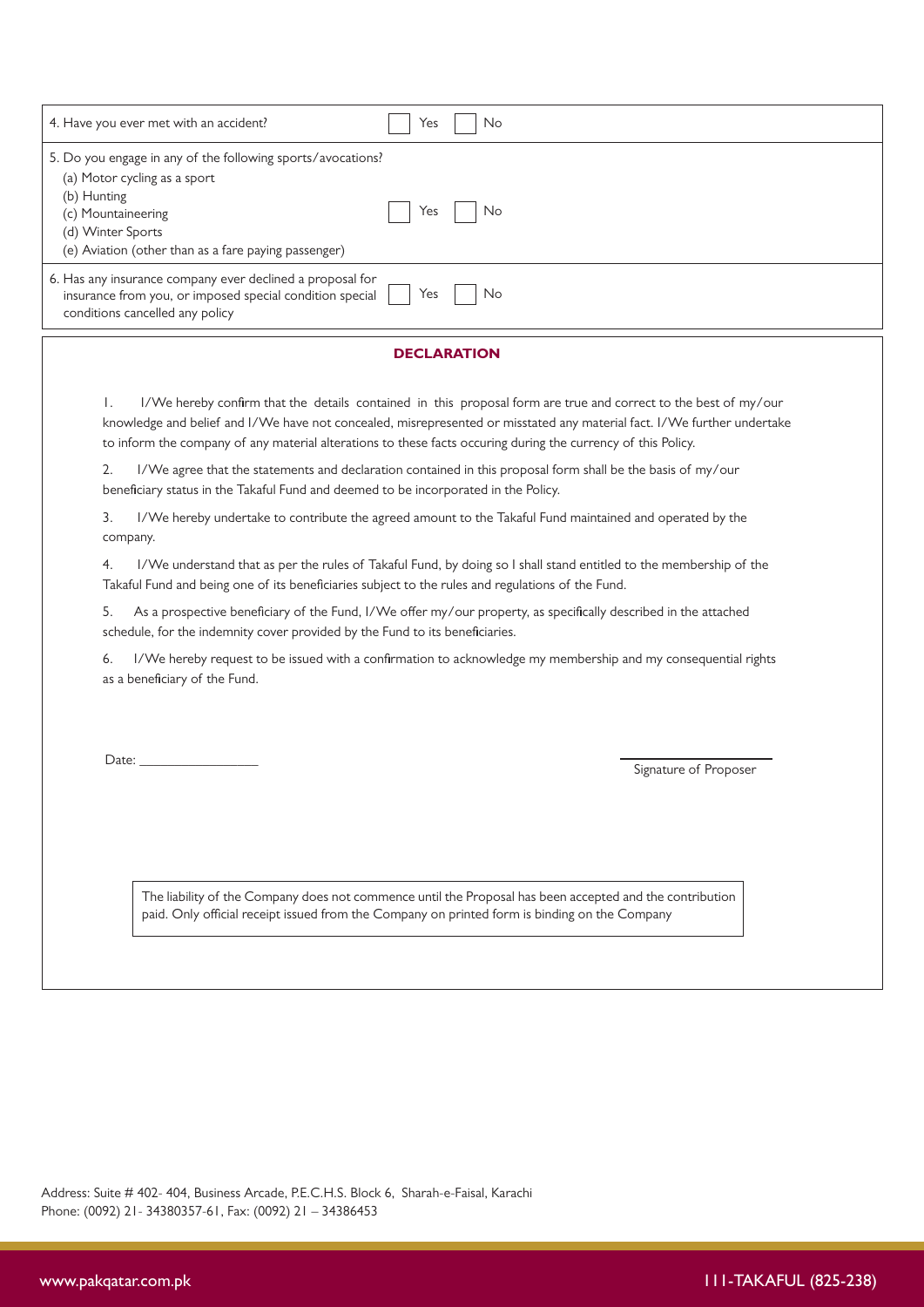| | |
|---|---|
| 4. Have you ever met with an accident? | ☐ Yes ☐ No |
| 5. Do you engage in any of the following sports/avocations?<br>(a) Motor cycling as a sport<br>(b) Hunting<br>(c) Mountaineering<br>(d) Winter Sports<br>(e) Aviation (other than as a fare paying passenger) | ☐ Yes ☐ No |
| 6. Has any insurance company ever declined a proposal for insurance from you, or imposed special condition special conditions cancelled any policy | ☐ Yes ☐ No |

## DECLARATION

1. I/We hereby confirm that the details contained in this proposal form are true and correct to the best of my/our knowledge and belief and I/We have not concealed, misrepresented or misstated any material fact. I/We further undertake to inform the company of any material alterations to these facts occuring during the currency of this Policy.

2. I/We agree that the statements and declaration contained in this proposal form shall be the basis of my/our beneficiary status in the Takaful Fund and deemed to be incorporated in the Policy.

3. I/We hereby undertake to contribute the agreed amount to the Takaful Fund maintained and operated by the company.

4. I/We understand that as per the rules of Takaful Fund, by doing so I shall stand entitled to the membership of the Takaful Fund and being one of its beneficiaries subject to the rules and regulations of the Fund.

5. As a prospective beneficiary of the Fund, I/We offer my/our property, as specifically described in the attached schedule, for the indemnity cover provided by the Fund to its beneficiaries.

6. I/We hereby request to be issued with a confirmation to acknowledge my membership and my consequential rights as a beneficiary of the Fund.

Date: ________________

Signature of Proposer

The liability of the Company does not commence until the Proposal has been accepted and the contribution paid. Only official receipt issued from the Company on printed form is binding on the Company

Address: Suite # 402- 404, Business Arcade, P.E.C.H.S. Block 6, Sharah-e-Faisal, Karachi
Phone: (0092) 21- 34380357-61, Fax: (0092) 21 – 34386453

www.pakqatar.com.pk 111-TAKAFUL (825-238)